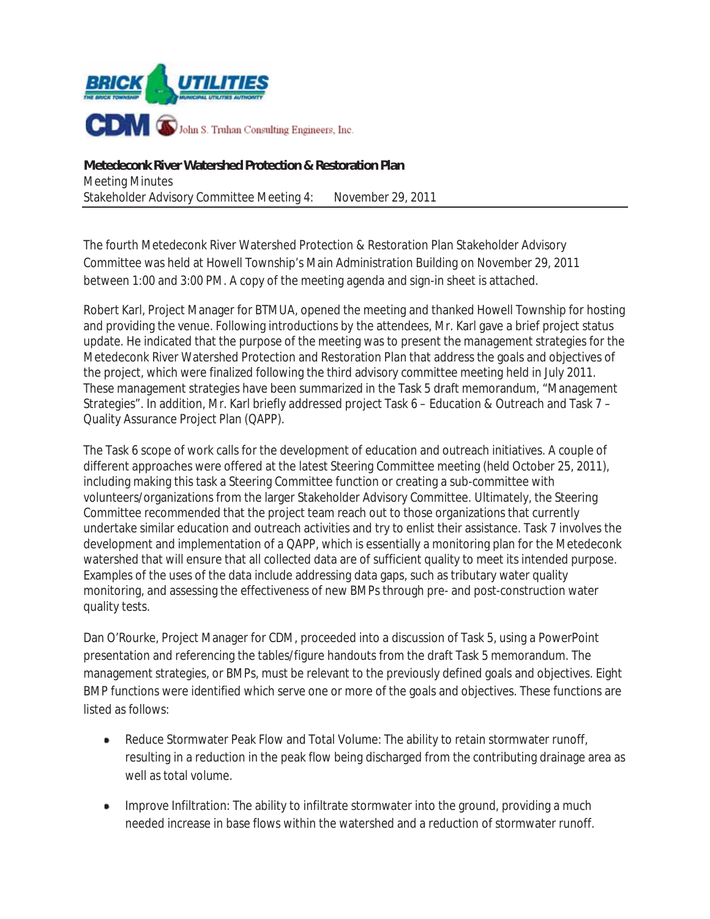**Metedeconk River Watershed Protection & Restoration Plan**

Meeting Minutes

Stakeholder Advisory Committee Meeting 4: November 29, 2011

The fourth Metedeconk River Watershed Protection & Restoration Plan Stakeholder Advisory Committee was held at Howell Township's Main Administration Building on November 29, 2011 between 1:00 and 3:00 PM. A copy of the meeting agenda and sign-in sheet is attached.

Robert Karl, Project Manager for BTMUA, opened the meeting and thanked Howell Township for hosting and providing the venue. Following introductions by the attendees, Mr. Karl gave a brief project status update. He indicated that the purpose of the meeting was to present the management strategies for the Metedeconk River Watershed Protection and Restoration Plan that address the goals and objectives of the project, which were finalized following the third advisory committee meeting held in July 2011. These management strategies have been summarized in the Task 5 draft memorandum, "Management Strategies". In addition, Mr. Karl briefly addressed project Task 6 – Education & Outreach and Task 7 – Quality Assurance Project Plan (QAPP).

The Task 6 scope of work calls for the development of education and outreach initiatives. A couple of different approaches were offered at the latest Steering Committee meeting (held October 25, 2011), including making this task a Steering Committee function or creating a sub-committee with volunteers/organizations from the larger Stakeholder Advisory Committee. Ultimately, the Steering Committee recommended that the project team reach out to those organizations that currently undertake similar education and outreach activities and try to enlist their assistance. Task 7 involves the development and implementation of a QAPP, which is essentially a monitoring plan for the Metedeconk watershed that will ensure that all collected data are of sufficient quality to meet its intended purpose. Examples of the uses of the data include addressing data gaps, such as tributary water quality monitoring, and assessing the effectiveness of new BMPs through pre- and post-construction water quality tests.

Dan O'Rourke, Project Manager for CDM, proceeded into a discussion of Task 5, using a PowerPoint presentation and referencing the tables/figure handouts from the draft Task 5 memorandum. The management strategies, or BMPs, must be relevant to the previously defined goals and objectives. Eight BMP functions were identified which serve one or more of the goals and objectives. These functions are listed as follows:

- Reduce Stormwater Peak Flow and Total Volume: The ability to retain stormwater runoff, resulting in a reduction in the peak flow being discharged from the contributing drainage area as well as total volume.
- Improve Infiltration: The ability to infiltrate stormwater into the ground, providing a much needed increase in base flows within the watershed and a reduction of stormwater runoff.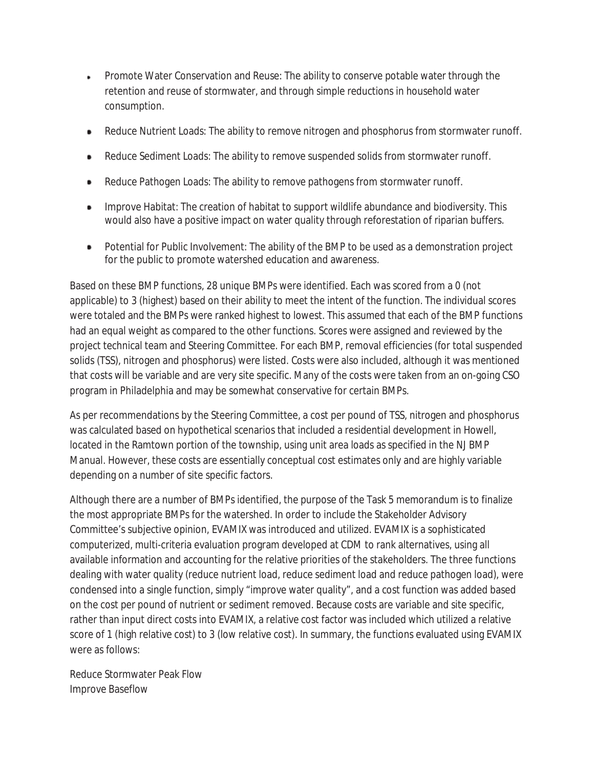- Promote Water Conservation and Reuse: The ability to conserve potable water through the retention and reuse of stormwater, and through simple reductions in household water consumption.
- Reduce Nutrient Loads: The ability to remove nitrogen and phosphorus from stormwater runoff.
- Reduce Sediment Loads: The ability to remove suspended solids from stormwater runoff.
- Reduce Pathogen Loads: The ability to remove pathogens from stormwater runoff.
- Improve Habitat: The creation of habitat to support wildlife abundance and biodiversity. This would also have a positive impact on water quality through reforestation of riparian buffers.
- Potential for Public Involvement: The ability of the BMP to be used as a demonstration project for the public to promote watershed education and awareness.

Based on these BMP functions, 28 unique BMPs were identified. Each was scored from a 0 (not applicable) to 3 (highest) based on their ability to meet the intent of the function. The individual scores were totaled and the BMPs were ranked highest to lowest. This assumed that each of the BMP functions had an equal weight as compared to the other functions. Scores were assigned and reviewed by the project technical team and Steering Committee. For each BMP, removal efficiencies (for total suspended solids (TSS), nitrogen and phosphorus) were listed. Costs were also included, although it was mentioned that costs will be variable and are very site specific. Many of the costs were taken from an on-going CSO program in Philadelphia and may be somewhat conservative for certain BMPs.

As per recommendations by the Steering Committee, a cost per pound of TSS, nitrogen and phosphorus was calculated based on hypothetical scenarios that included a residential development in Howell, located in the Ramtown portion of the township, using unit area loads as specified in the NJ BMP Manual. However, these costs are essentially conceptual cost estimates only and are highly variable depending on a number of site specific factors.

Although there are a number of BMPs identified, the purpose of the Task 5 memorandum is to finalize the most appropriate BMPs for the watershed. In order to include the Stakeholder Advisory Committee's subjective opinion, EVAMIX was introduced and utilized. EVAMIX is a sophisticated computerized, multi-criteria evaluation program developed at CDM to rank alternatives, using all available information and accounting for the relative priorities of the stakeholders. The three functions dealing with water quality (reduce nutrient load, reduce sediment load and reduce pathogen load), were condensed into a single function, simply "improve water quality", and a cost function was added based on the cost per pound of nutrient or sediment removed. Because costs are variable and site specific, rather than input direct costs into EVAMIX, a relative cost factor was included which utilized a relative score of 1 (high relative cost) to 3 (low relative cost). In summary, the functions evaluated using EVAMIX were as follows:

Reduce Stormwater Peak Flow  
Improve Baseflow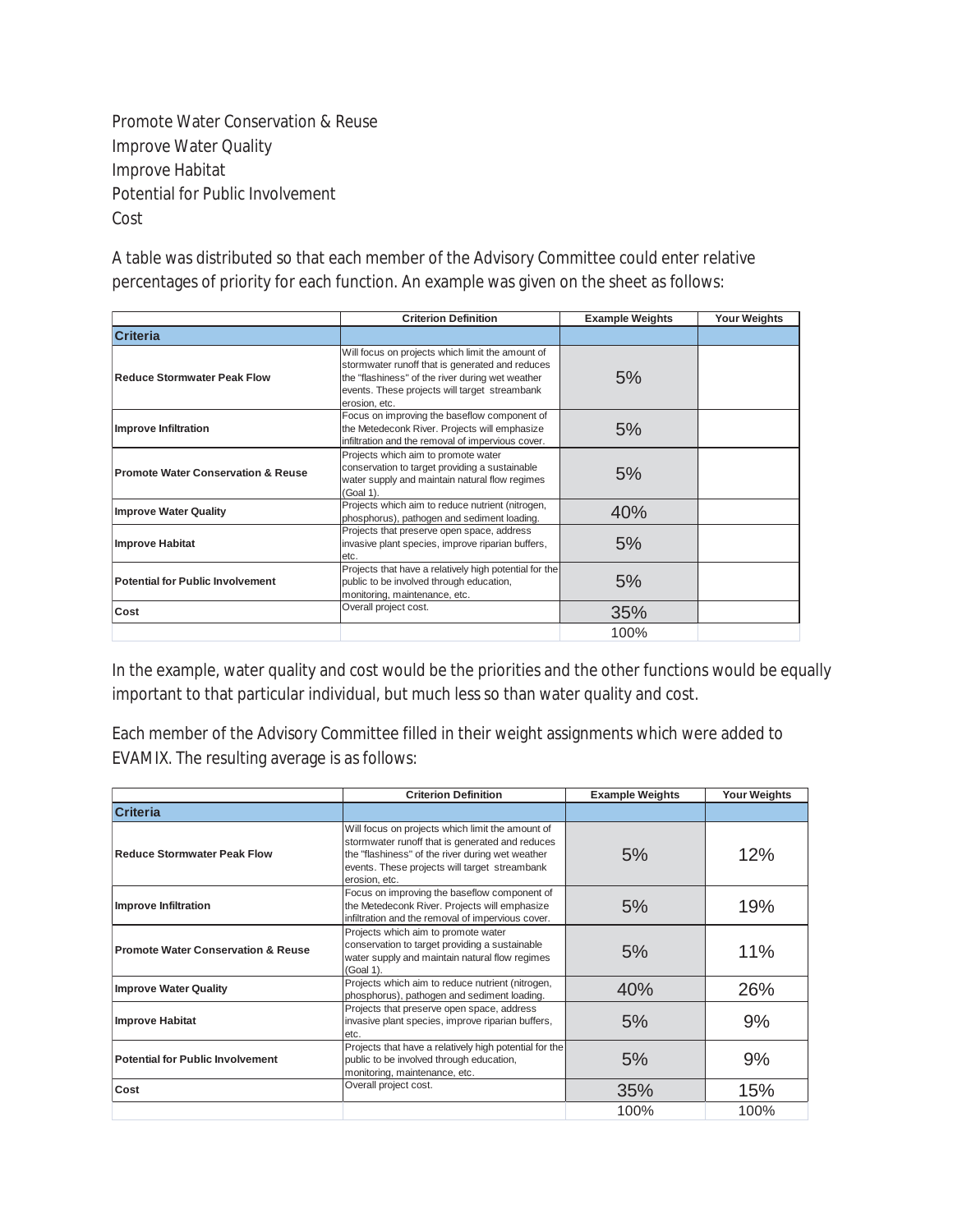Promote Water Conservation & Reuse
Improve Water Quality
Improve Habitat
Potential for Public Involvement
Cost

A table was distributed so that each member of the Advisory Committee could enter relative percentages of priority for each function. An example was given on the sheet as follows:

| | Criterion Definition | Example Weights | Your Weights |
|---|---|---|---|
| **Criteria** | | | |
| **Reduce Stormwater Peak Flow** | Will focus on projects which limit the amount of stormwater runoff that is generated and reduces the "flashiness" of the river during wet weather events. These projects will target streambank erosion, etc. | 5% | |
| **Improve Infiltration** | Focus on improving the baseflow component of the Metedeconk River. Projects will emphasize infiltration and the removal of impervious cover. | 5% | |
| **Promote Water Conservation & Reuse** | Projects which aim to promote water conservation to target providing a sustainable water supply and maintain natural flow regimes (Goal 1). | 5% | |
| **Improve Water Quality** | Projects which aim to reduce nutrient (nitrogen, phosphorus), pathogen and sediment loading. | 40% | |
| **Improve Habitat** | Projects that preserve open space, address invasive plant species, improve riparian buffers, etc. | 5% | |
| **Potential for Public Involvement** | Projects that have a relatively high potential for the public to be involved through education, monitoring, maintenance, etc. | 5% | |
| **Cost** | Overall project cost. | 35% | |
| | | 100% | |

In the example, water quality and cost would be the priorities and the other functions would be equally important to that particular individual, but much less so than water quality and cost.

Each member of the Advisory Committee filled in their weight assignments which were added to EVAMIX. The resulting average is as follows:

| | Criterion Definition | Example Weights | Your Weights |
|---|---|---|---|
| **Criteria** | | | |
| **Reduce Stormwater Peak Flow** | Will focus on projects which limit the amount of stormwater runoff that is generated and reduces the "flashiness" of the river during wet weather events. These projects will target streambank erosion, etc. | 5% | 12% |
| **Improve Infiltration** | Focus on improving the baseflow component of the Metedeconk River. Projects will emphasize infiltration and the removal of impervious cover. | 5% | 19% |
| **Promote Water Conservation & Reuse** | Projects which aim to promote water conservation to target providing a sustainable water supply and maintain natural flow regimes (Goal 1). | 5% | 11% |
| **Improve Water Quality** | Projects which aim to reduce nutrient (nitrogen, phosphorus), pathogen and sediment loading. | 40% | 26% |
| **Improve Habitat** | Projects that preserve open space, address invasive plant species, improve riparian buffers, etc. | 5% | 9% |
| **Potential for Public Involvement** | Projects that have a relatively high potential for the public to be involved through education, monitoring, maintenance, etc. | 5% | 9% |
| **Cost** | Overall project cost. | 35% | 15% |
| | | 100% | 100% |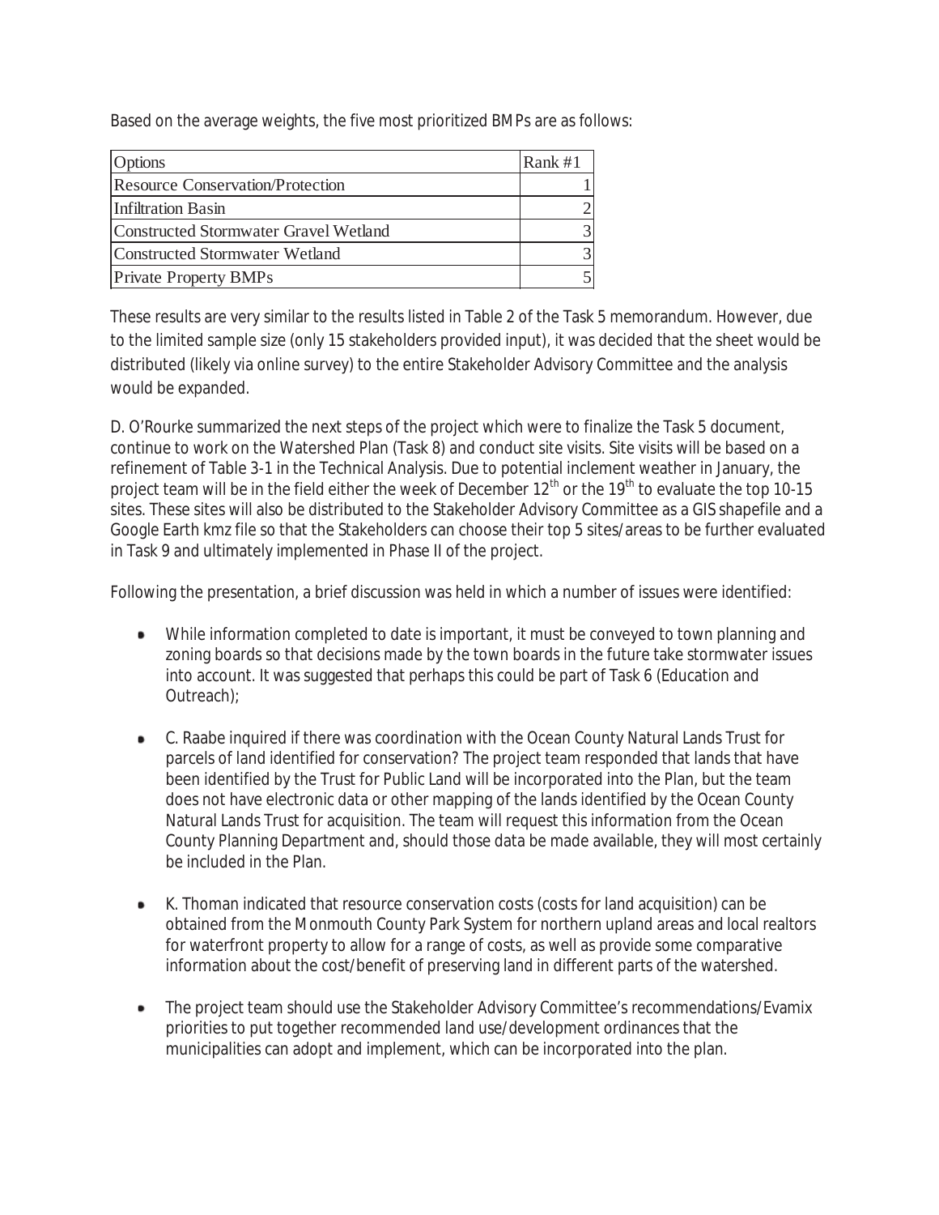Based on the average weights, the five most prioritized BMPs are as follows:

| Options | Rank #1 |
| --- | --- |
| Resource Conservation/Protection | 1 |
| Infiltration Basin | 2 |
| Constructed Stormwater Gravel Wetland | 3 |
| Constructed Stormwater Wetland | 3 |
| Private Property BMPs | 5 |

These results are very similar to the results listed in Table 2 of the Task 5 memorandum. However, due to the limited sample size (only 15 stakeholders provided input), it was decided that the sheet would be distributed (likely via online survey) to the entire Stakeholder Advisory Committee and the analysis would be expanded.

D. O'Rourke summarized the next steps of the project which were to finalize the Task 5 document, continue to work on the Watershed Plan (Task 8) and conduct site visits. Site visits will be based on a refinement of Table 3-1 in the Technical Analysis. Due to potential inclement weather in January, the project team will be in the field either the week of December 12th or the 19th to evaluate the top 10-15 sites. These sites will also be distributed to the Stakeholder Advisory Committee as a GIS shapefile and a Google Earth kmz file so that the Stakeholders can choose their top 5 sites/areas to be further evaluated in Task 9 and ultimately implemented in Phase II of the project.

Following the presentation, a brief discussion was held in which a number of issues were identified:

- While information completed to date is important, it must be conveyed to town planning and zoning boards so that decisions made by the town boards in the future take stormwater issues into account. It was suggested that perhaps this could be part of Task 6 (Education and Outreach);

- C. Raabe inquired if there was coordination with the Ocean County Natural Lands Trust for parcels of land identified for conservation? The project team responded that lands that have been identified by the Trust for Public Land will be incorporated into the Plan, but the team does not have electronic data or other mapping of the lands identified by the Ocean County Natural Lands Trust for acquisition. The team will request this information from the Ocean County Planning Department and, should those data be made available, they will most certainly be included in the Plan.

- K. Thoman indicated that resource conservation costs (costs for land acquisition) can be obtained from the Monmouth County Park System for northern upland areas and local realtors for waterfront property to allow for a range of costs, as well as provide some comparative information about the cost/benefit of preserving land in different parts of the watershed.

- The project team should use the Stakeholder Advisory Committee's recommendations/Evamix priorities to put together recommended land use/development ordinances that the municipalities can adopt and implement, which can be incorporated into the plan.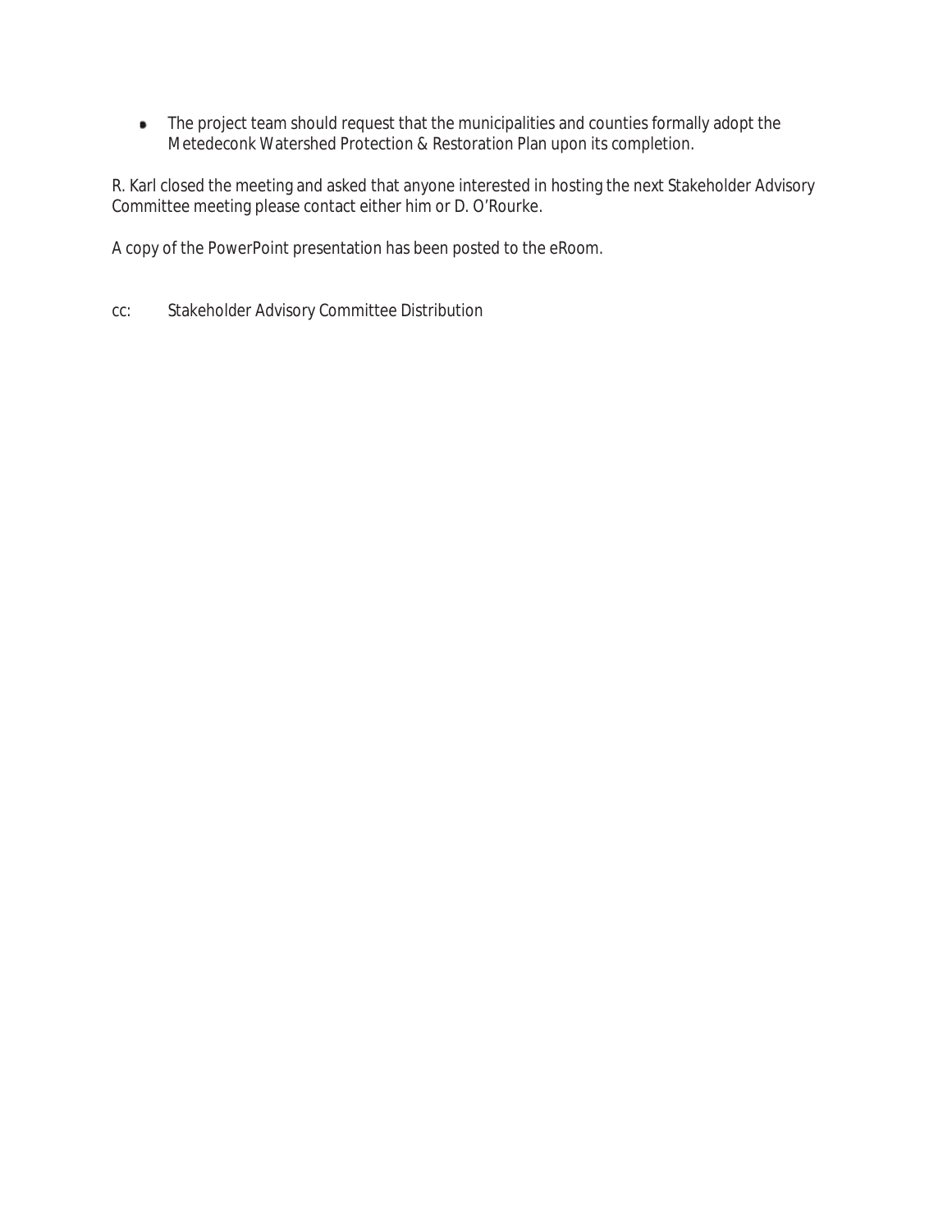- The project team should request that the municipalities and counties formally adopt the Metedeconk Watershed Protection & Restoration Plan upon its completion.

R. Karl closed the meeting and asked that anyone interested in hosting the next Stakeholder Advisory Committee meeting please contact either him or D. O'Rourke.

A copy of the PowerPoint presentation has been posted to the eRoom.

cc: Stakeholder Advisory Committee Distribution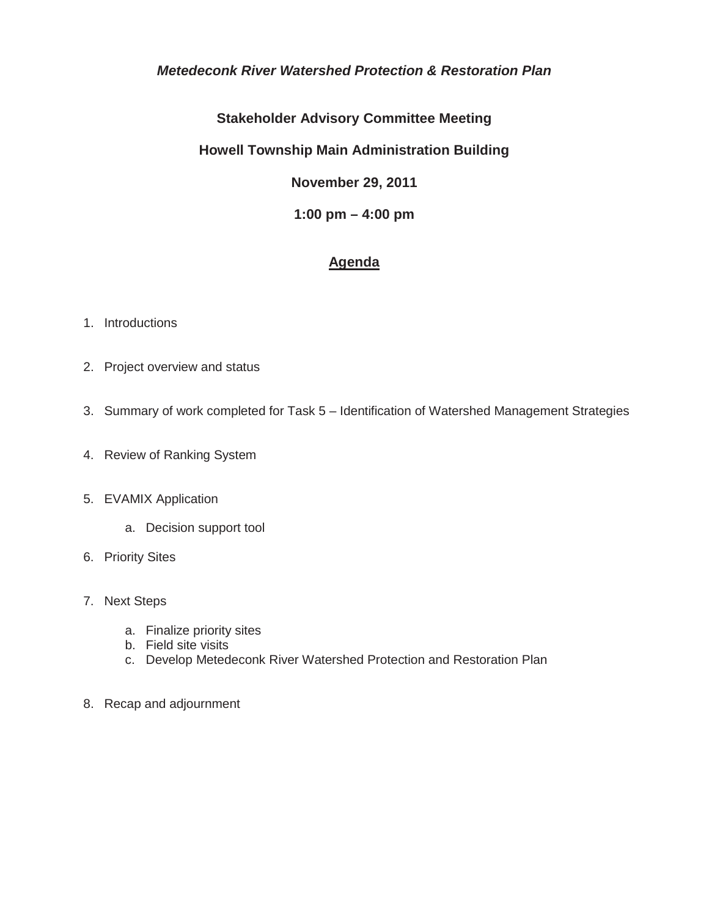***Metedeconk River Watershed Protection & Restoration Plan***

**Stakeholder Advisory Committee Meeting**

**Howell Township Main Administration Building**

**November 29, 2011**

**1:00 pm – 4:00 pm**

## Agenda

1. Introductions
2. Project overview and status
3. Summary of work completed for Task 5 – Identification of Watershed Management Strategies
4. Review of Ranking System
5. EVAMIX Application
    a. Decision support tool
6. Priority Sites
7. Next Steps
    a. Finalize priority sites
    b. Field site visits
    c. Develop Metedeconk River Watershed Protection and Restoration Plan
8. Recap and adjournment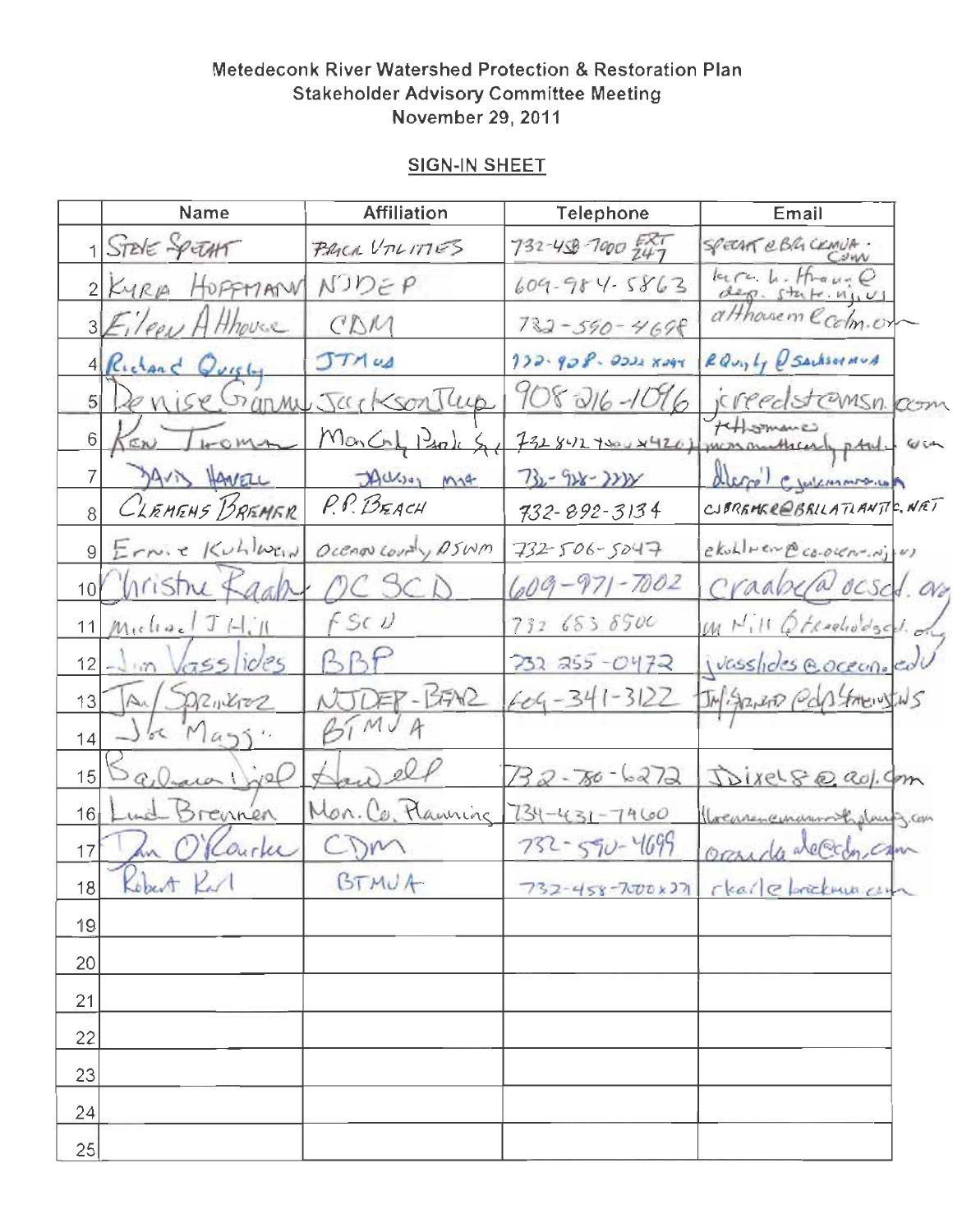Metedeconk River Watershed Protection & Restoration Plan
Stakeholder Advisory Committee Meeting
November 29, 2011

SIGN-IN SHEET

| | Name | Affiliation | Telephone | Email |
|---|---|---|---|---|
| 1 | Steve Specht | Brick Utilities | 732-458-7000 ext 247 | specht@bricmua.com |
| 2 | Kyra Hoffmann | NJDEP | 609-984-5863 | kyra.h.hoffmann@dep.state.nj.us |
| 3 | Eileen Althouse | CDM | 732-590-4698 | althousem@cdm.com |
| 4 | Richard Quigley | JTMUA | 732-928-2222 x244 | RQuigley@JacksonMUA |
| 5 | Denise Giannone | Jackson Twp | 908-216-1096 | jcreeds@msn.com |
| 6 | Ken Thoman | Mon Cnty Parks | 732 842 4000 x4201 | kthoman@monmouthcountyparks.com |
| 7 | David Harvey | Jackson MUA | 732-928-2222 | dharvey@jacksonmua.com |
| 8 | Clemens Bremer | P.P. Beach | 732-892-3134 | CJBREMER@BRILATLANTIC.NET |
| 9 | Ernie Kuhlwein | Ocean County DSWM | 732-506-5047 | ekuhlwein@co.ocean.nj.us |
| 10 | Christine Raabe | OCSCD | 609-971-7002 | craabe@ocscd.org |
| 11 | Michael J Hill | FSCD | 732 683 8500 | mhill@freeholdscd.org |
| 12 | Jim Vasslides | BBP | 732 255-0472 | jvasslides@ocean.edu |
| 13 | Jan Sprinkle | NJDEP-BFAR | 609-341-3122 | Jan.Sprinkle@dep.state.nj.us |
| 14 | Joe Maggio | BTMUA | | |
| 15 | Barbara Dixel | Howell | 732-780-6272 | Dixel8@aol.com |
| 16 | Linda Brennen | Mon. Co. Planning | 732-431-7460 | lbrennen@monmouthplanning.com |
| 17 | Dan O'Rourke | CDM | 732-590-4699 | orourkede@cdm.com |
| 18 | Robert Karl | BTMUA | 732-458-7000 x271 | rkarl@brickmua.com |
| 19 | | | | |
| 20 | | | | |
| 21 | | | | |
| 22 | | | | |
| 23 | | | | |
| 24 | | | | |
| 25 | | | | |